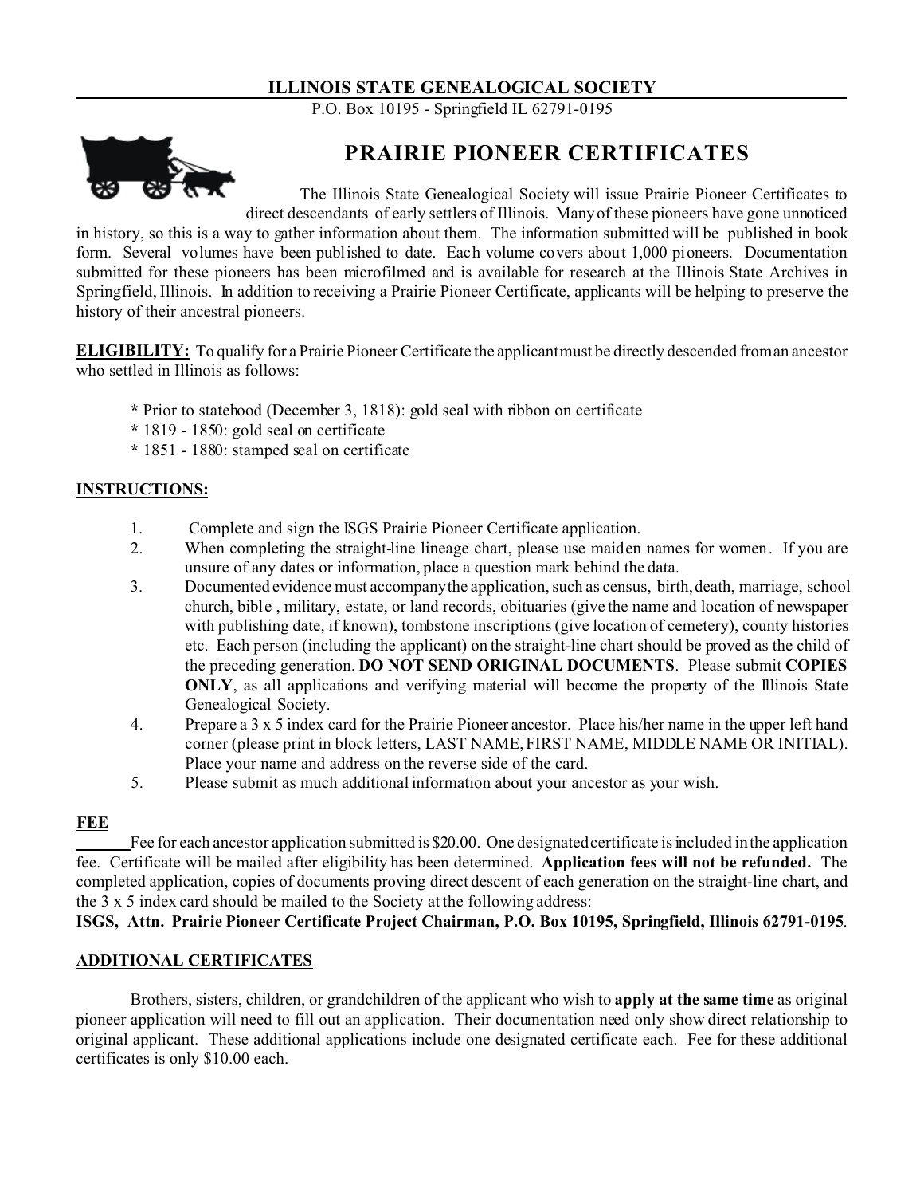# ILLINOIS STATE GENEALOGICAL SOCIETY

P.O. Box 10195 - Springfield IL 62791-0195

## PRAIRIE PIONEER CERTIFICATES

The Illinois State Genealogical Society will issue Prairie Pioneer Certificates to direct descendants of early settlers of Illinois. Many of these pioneers have gone unnoticed in history, so this is a way to gather information about them. The information submitted will be published in book form. Several volumes have been published to date. Each volume covers about 1,000 pioneers. Documentation submitted for these pioneers has been microfilmed and is available for research at the Illinois State Archives in Springfield, Illinois. In addition to receiving a Prairie Pioneer Certificate, applicants will be helping to preserve the history of their ancestral pioneers.

**ELIGIBILITY:** To qualify for a Prairie Pioneer Certificate the applicant must be directly descended from an ancestor who settled in Illinois as follows:

- Prior to statehood (December 3, 1818): gold seal with ribbon on certificate
- 1819 - 1850: gold seal on certificate
- 1851 - 1880: stamped seal on certificate

**INSTRUCTIONS:**

1. Complete and sign the ISGS Prairie Pioneer Certificate application.
2. When completing the straight-line lineage chart, please use maiden names for women. If you are unsure of any dates or information, place a question mark behind the data.
3. Documented evidence must accompany the application, such as census, birth, death, marriage, school church, bible , military, estate, or land records, obituaries (give the name and location of newspaper with publishing date, if known), tombstone inscriptions (give location of cemetery), county histories etc. Each person (including the applicant) on the straight-line chart should be proved as the child of the preceding generation. **DO NOT SEND ORIGINAL DOCUMENTS**. Please submit **COPIES ONLY**, as all applications and verifying material will become the property of the Illinois State Genealogical Society.
4. Prepare a 3 x 5 index card for the Prairie Pioneer ancestor. Place his/her name in the upper left hand corner (please print in block letters, LAST NAME, FIRST NAME, MIDDLE NAME OR INITIAL). Place your name and address on the reverse side of the card.
5. Please submit as much additional information about your ancestor as your wish.

**FEE**

Fee for each ancestor application submitted is $20.00. One designated certificate is included in the application fee. Certificate will be mailed after eligibility has been determined. **Application fees will not be refunded.** The completed application, copies of documents proving direct descent of each generation on the straight-line chart, and the 3 x 5 index card should be mailed to the Society at the following address:
**ISGS, Attn. Prairie Pioneer Certificate Project Chairman, P.O. Box 10195, Springfield, Illinois 62791-0195**.

**ADDITIONAL CERTIFICATES**

Brothers, sisters, children, or grandchildren of the applicant who wish to **apply at the same time** as original pioneer application will need to fill out an application. Their documentation need only show direct relationship to original applicant. These additional applications include one designated certificate each. Fee for these additional certificates is only $10.00 each.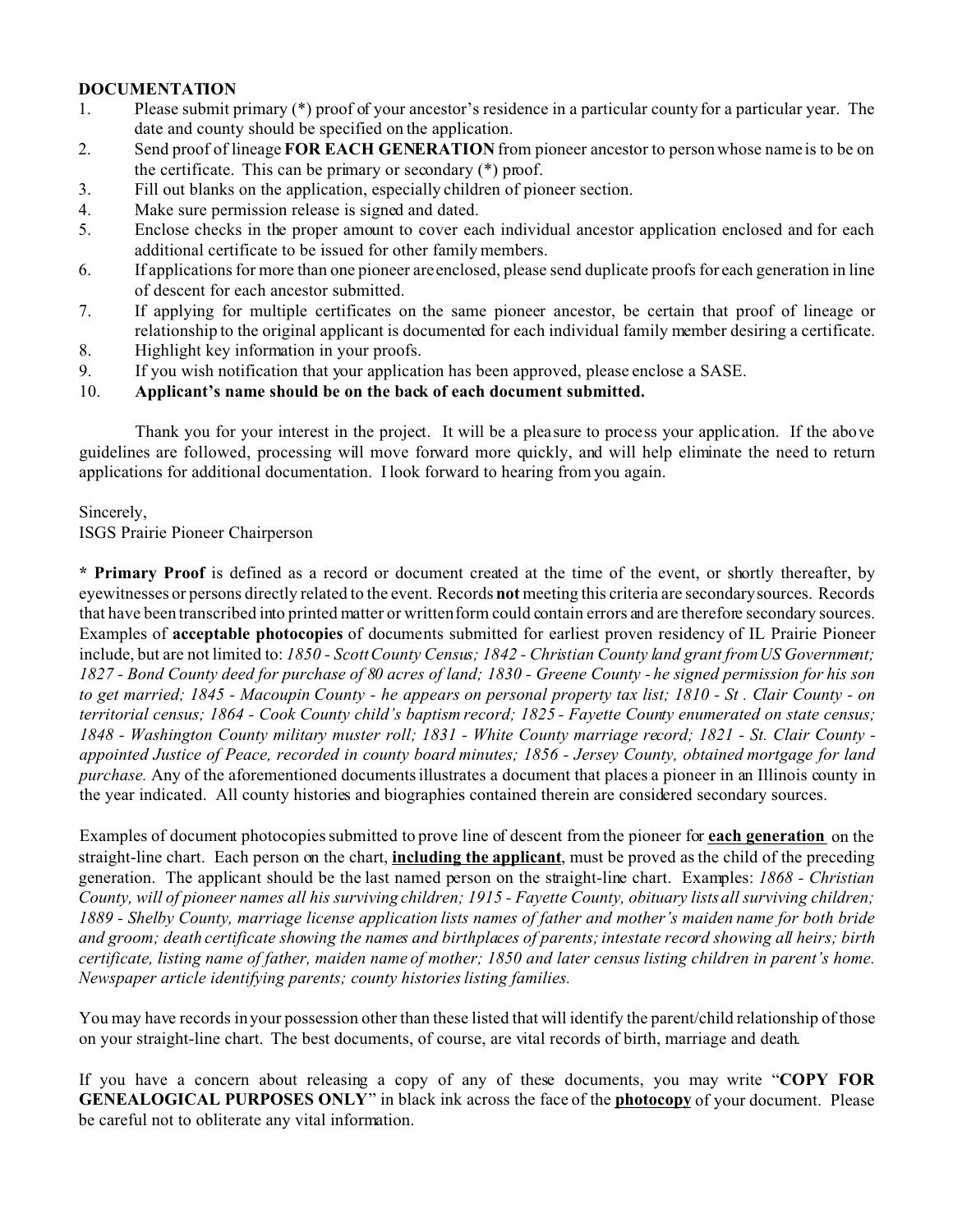**DOCUMENTATION**

1. Please submit primary (*) proof of your ancestor's residence in a particular county for a particular year. The date and county should be specified on the application.
2. Send proof of lineage **FOR EACH GENERATION** from pioneer ancestor to person whose name is to be on the certificate. This can be primary or secondary (*) proof.
3. Fill out blanks on the application, especially children of pioneer section.
4. Make sure permission release is signed and dated.
5. Enclose checks in the proper amount to cover each individual ancestor application enclosed and for each additional certificate to be issued for other family members.
6. If applications for more than one pioneer are enclosed, please send duplicate proofs for each generation in line of descent for each ancestor submitted.
7. If applying for multiple certificates on the same pioneer ancestor, be certain that proof of lineage or relationship to the original applicant is documented for each individual family member desiring a certificate.
8. Highlight key information in your proofs.
9. If you wish notification that your application has been approved, please enclose a SASE.
10. **Applicant's name should be on the back of each document submitted.**

Thank you for your interest in the project. It will be a pleasure to process your application. If the above guidelines are followed, processing will move forward more quickly, and will help eliminate the need to return applications for additional documentation. I look forward to hearing from you again.

Sincerely,
ISGS Prairie Pioneer Chairperson

**\* Primary Proof** is defined as a record or document created at the time of the event, or shortly thereafter, by eyewitnesses or persons directly related to the event. Records **not** meeting this criteria are secondary sources. Records that have been transcribed into printed matter or written form could contain errors and are therefore secondary sources. Examples of **acceptable photocopies** of documents submitted for earliest proven residency of IL Prairie Pioneer include, but are not limited to: *1850 - Scott County Census; 1842 - Christian County land grant from US Government; 1827 - Bond County deed for purchase of 80 acres of land; 1830 - Greene County - he signed permission for his son to get married; 1845 - Macoupin County - he appears on personal property tax list; 1810 - St . Clair County - on territorial census; 1864 - Cook County child's baptism record; 1825 - Fayette County enumerated on state census; 1848 - Washington County military muster roll; 1831 - White County marriage record; 1821 - St. Clair County - appointed Justice of Peace, recorded in county board minutes; 1856 - Jersey County, obtained mortgage for land purchase.* Any of the aforementioned documents illustrates a document that places a pioneer in an Illinois county in the year indicated. All county histories and biographies contained therein are considered secondary sources.

Examples of document photocopies submitted to prove line of descent from the pioneer for **<u>each generation</u>** on the straight-line chart. Each person on the chart, **<u>including the applicant</u>**, must be proved as the child of the preceding generation. The applicant should be the last named person on the straight-line chart. Examples: *1868 - Christian County, will of pioneer names all his surviving children; 1915 - Fayette County, obituary lists all surviving children; 1889 - Shelby County, marriage license application lists names of father and mother's maiden name for both bride and groom; death certificate showing the names and birthplaces of parents; intestate record showing all heirs; birth certificate, listing name of father, maiden name of mother; 1850 and later census listing children in parent's home. Newspaper article identifying parents; county histories listing families.*

You may have records in your possession other than these listed that will identify the parent/child relationship of those on your straight-line chart. The best documents, of course, are vital records of birth, marriage and death.

If you have a concern about releasing a copy of any of these documents, you may write "**COPY FOR GENEALOGICAL PURPOSES ONLY**" in black ink across the face of the **<u>photocopy</u>** of your document. Please be careful not to obliterate any vital information.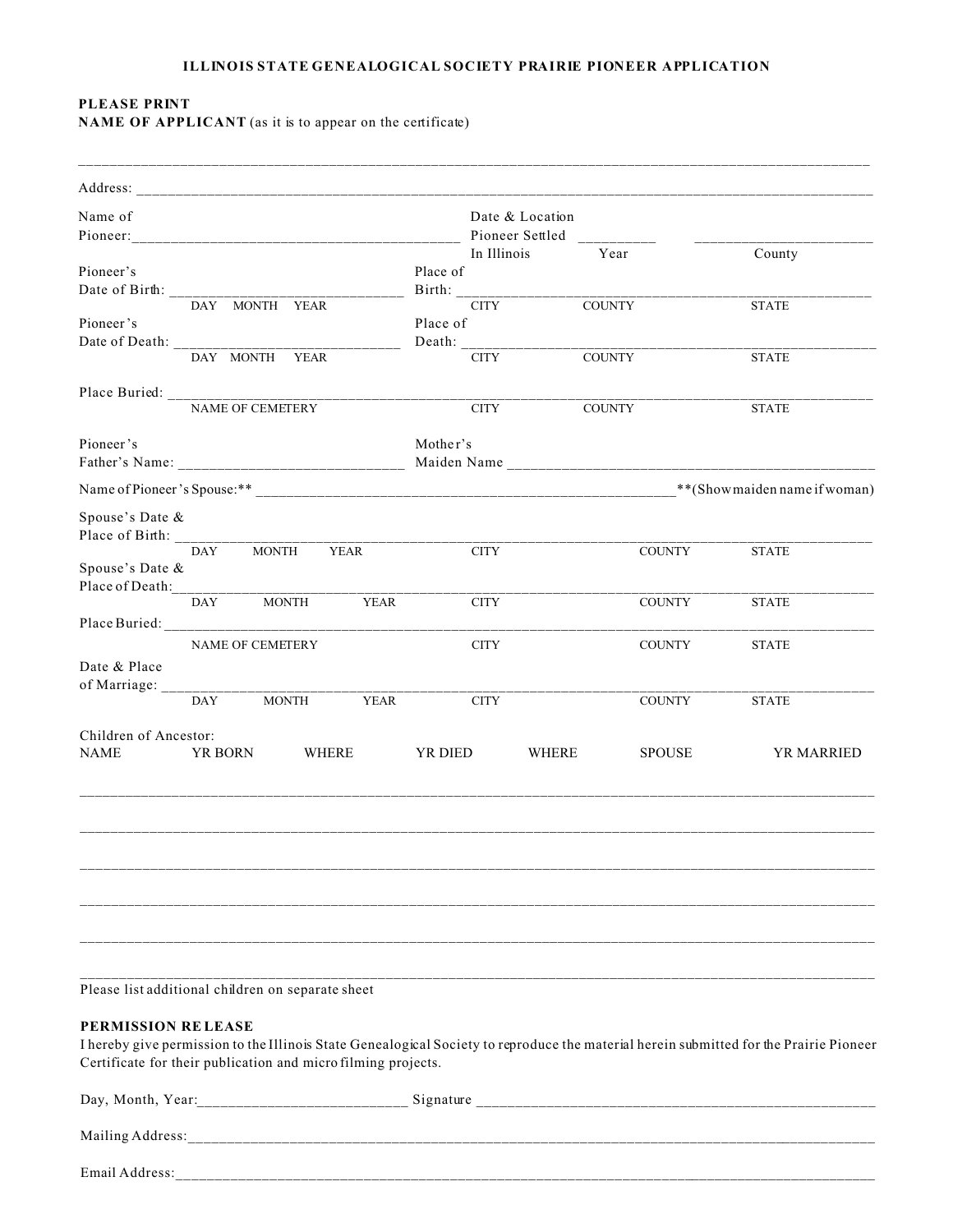## ILLINOIS STATE GENEALOGICAL SOCIETY PRAIRIE PIONEER APPLICATION

**PLEASE PRINT**
**NAME OF APPLICANT** (as it is to appear on the certificate)

______________________________________________________________________________

Address: ______________________________________________________________________

Name of Pioneer: __________________________________ Date & Location Pioneer Settled In Illinois __________ Year ______________________ County

Pioneer's Date of Birth: ______________________ (DAY MONTH YEAR) Place of Birth: __________________________________ (CITY COUNTY STATE)

Pioneer's Date of Death: ______________________ (DAY MONTH YEAR) Place of Death: __________________________________ (CITY COUNTY STATE)

Place Buried: __________________________________________________________ (NAME OF CEMETERY CITY COUNTY STATE)

Pioneer's Father's Name: ______________________ Mother's Maiden Name ______________________________________

Name of Pioneer's Spouse:** ______________________________________________ **(Show maiden name if woman)

Spouse's Date & Place of Birth: ______________________________________________________ (DAY MONTH YEAR CITY COUNTY STATE)

Spouse's Date & Place of Death: ______________________________________________________ (DAY MONTH YEAR CITY COUNTY STATE)

Place Buried: __________________________________________________________ (NAME OF CEMETERY CITY COUNTY STATE)

Date & Place of Marriage: ______________________________________________________ (DAY MONTH YEAR CITY COUNTY STATE)

Children of Ancestor:

| NAME | YR BORN | WHERE | YR DIED | WHERE | SPOUSE | YR MARRIED |
|---|---|---|---|---|---|---|
| | | | | | | |
| | | | | | | |
| | | | | | | |
| | | | | | | |
| | | | | | | |
| | | | | | | |

Please list additional children on separate sheet

**PERMISSION RELEASE**

I hereby give permission to the Illinois State Genealogical Society to reproduce the material herein submitted for the Prairie Pioneer Certificate for their publication and micro filming projects.

Day, Month, Year: ______________________ Signature ______________________________________

Mailing Address: ______________________________________________________________________

Email Address: ______________________________________________________________________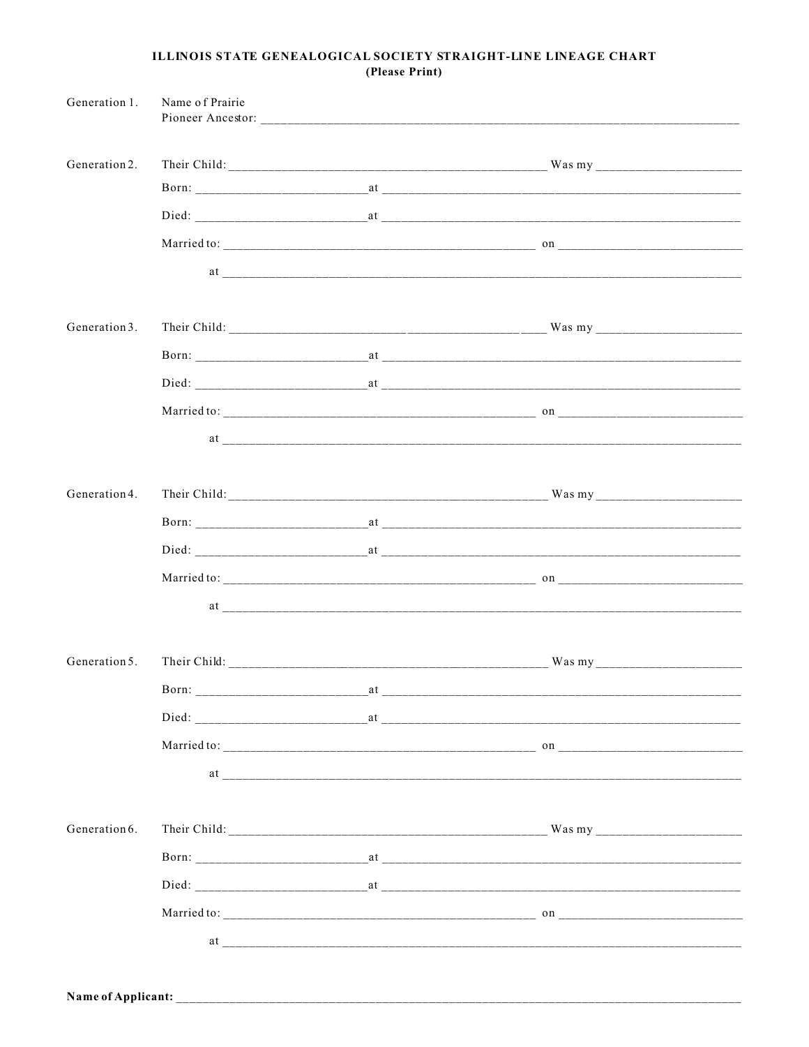**ILLINOIS STATE GENEALOGICAL SOCIETY STRAIGHT-LINE LINEAGE CHART**
**(Please Print)**

Generation 1. Name of Prairie Pioneer Ancestor: ______________________________________________

Generation 2. Their Child: ______________________________ Was my ______________

Born: ____________________ at ________________________________________

Died: ____________________ at ________________________________________

Married to: ______________________________ on ____________________

at ________________________________________________________________

Generation 3. Their Child: ______________________________ Was my ______________

Born: ____________________ at ________________________________________

Died: ____________________ at ________________________________________

Married to: ______________________________ on ____________________

at ________________________________________________________________

Generation 4. Their Child: ______________________________ Was my ______________

Born: ____________________ at ________________________________________

Died: ____________________ at ________________________________________

Married to: ______________________________ on ____________________

at ________________________________________________________________

Generation 5. Their Child: ______________________________ Was my ______________

Born: ____________________ at ________________________________________

Died: ____________________ at ________________________________________

Married to: ______________________________ on ____________________

at ________________________________________________________________

Generation 6. Their Child: ______________________________ Was my ______________

Born: ____________________ at ________________________________________

Died: ____________________ at ________________________________________

Married to: ______________________________ on ____________________

at ________________________________________________________________

**Name of Applicant:** ________________________________________________________________